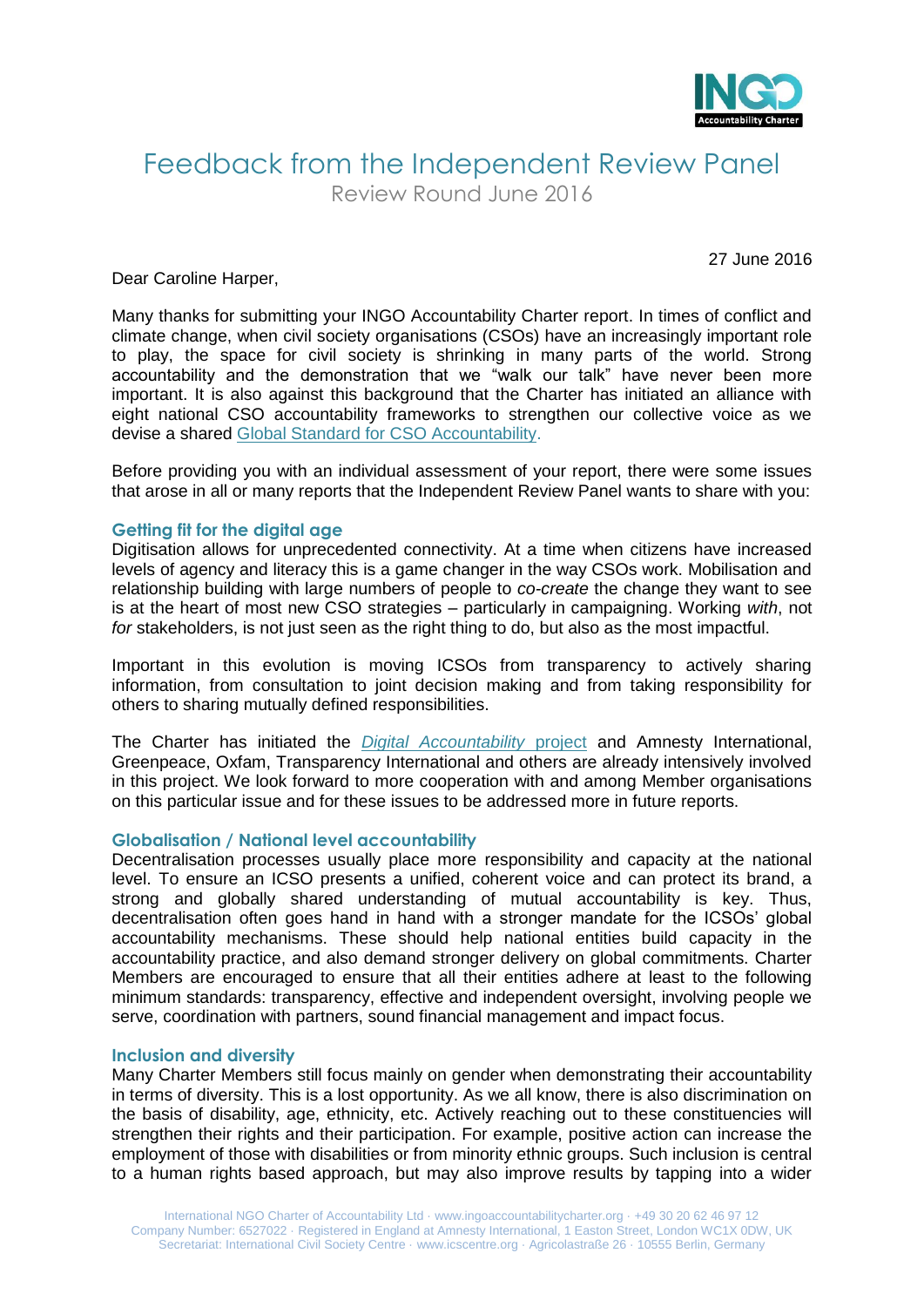# Feedback from the Independent Review Panel

Review Round June 2016

27 June 2016

Dear Caroline Harper,

Many thanks for submitting your INGO Accountability Charter report. In times of conflict and climate change, when civil society organisations (CSOs) have an increasingly important role to play, the space for civil society is shrinking in many parts of the world. Strong accountability and the demonstration that we "walk our talk" have never been more important. It is also against this background that the Charter has initiated an alliance with eight national CSO accountability frameworks to strengthen our collective voice as we devise a shared Global Standard for CSO Accountability.

Before providing you with an individual assessment of your report, there were some issues that arose in all or many reports that the Independent Review Panel wants to share with you:

### Getting fit for the digital age

Digitisation allows for unprecedented connectivity. At a time when citizens have increased levels of agency and literacy this is a game changer in the way CSOs work. Mobilisation and relationship building with large numbers of people to *co-create* the change they want to see is at the heart of most new CSO strategies – particularly in campaigning. Working *with*, not *for* stakeholders, is not just seen as the right thing to do, but also as the most impactful.

Important in this evolution is moving ICSOs from transparency to actively sharing information, from consultation to joint decision making and from taking responsibility for others to sharing mutually defined responsibilities.

The Charter has initiated the *Digital Accountability* project and Amnesty International, Greenpeace, Oxfam, Transparency International and others are already intensively involved in this project. We look forward to more cooperation with and among Member organisations on this particular issue and for these issues to be addressed more in future reports.

### Globalisation / National level accountability

Decentralisation processes usually place more responsibility and capacity at the national level. To ensure an ICSO presents a unified, coherent voice and can protect its brand, a strong and globally shared understanding of mutual accountability is key. Thus, decentralisation often goes hand in hand with a stronger mandate for the ICSOs' global accountability mechanisms. These should help national entities build capacity in the accountability practice, and also demand stronger delivery on global commitments. Charter Members are encouraged to ensure that all their entities adhere at least to the following minimum standards: transparency, effective and independent oversight, involving people we serve, coordination with partners, sound financial management and impact focus.

### Inclusion and diversity

Many Charter Members still focus mainly on gender when demonstrating their accountability in terms of diversity. This is a lost opportunity. As we all know, there is also discrimination on the basis of disability, age, ethnicity, etc. Actively reaching out to these constituencies will strengthen their rights and their participation. For example, positive action can increase the employment of those with disabilities or from minority ethnic groups. Such inclusion is central to a human rights based approach, but may also improve results by tapping into a wider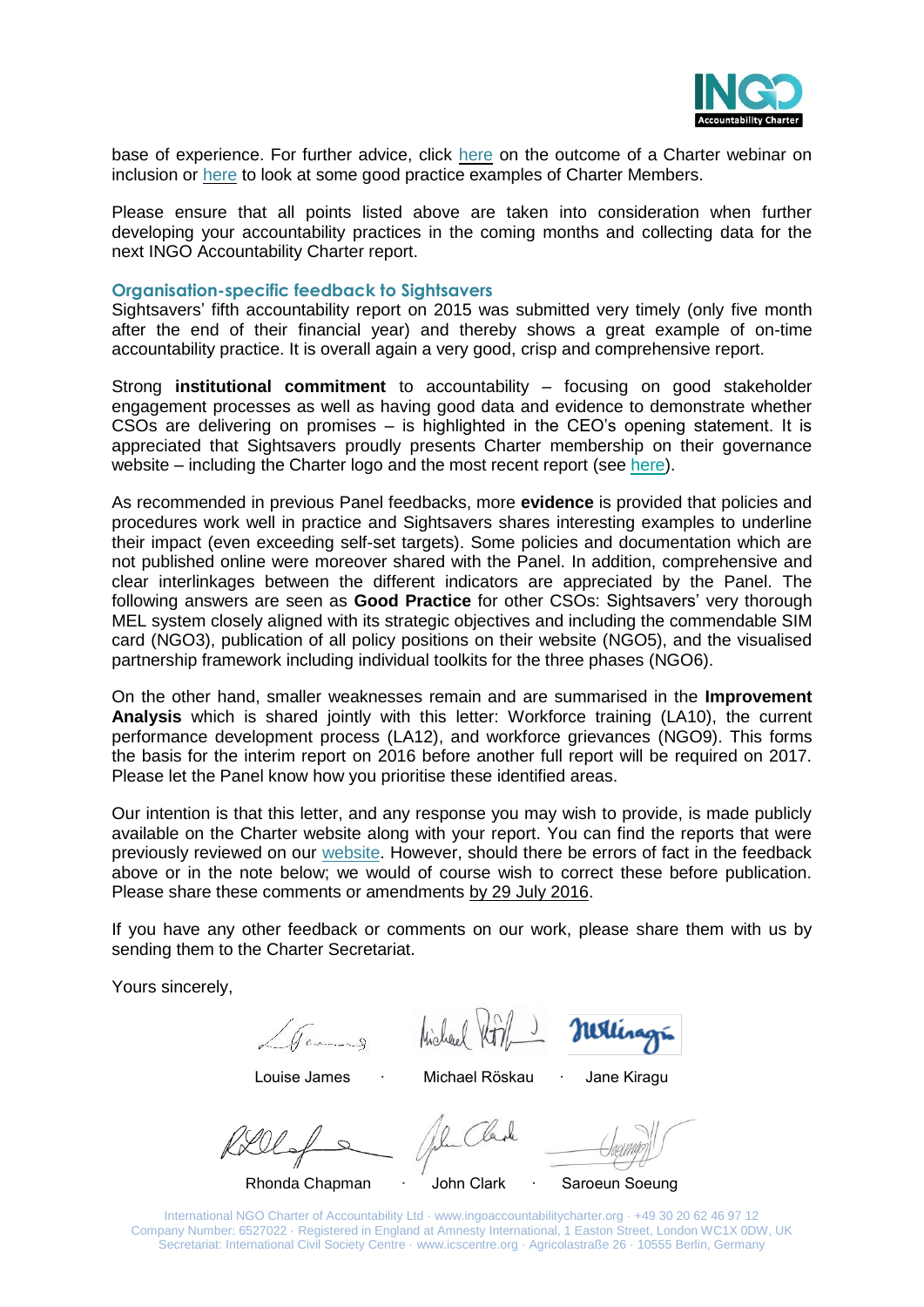base of experience. For further advice, click here on the outcome of a Charter webinar on inclusion or here to look at some good practice examples of Charter Members.

Please ensure that all points listed above are taken into consideration when further developing your accountability practices in the coming months and collecting data for the next INGO Accountability Charter report.

### Organisation-specific feedback to Sightsavers

Sightsavers' fifth accountability report on 2015 was submitted very timely (only five month after the end of their financial year) and thereby shows a great example of on-time accountability practice. It is overall again a very good, crisp and comprehensive report.

Strong **institutional commitment** to accountability – focusing on good stakeholder engagement processes as well as having good data and evidence to demonstrate whether CSOs are delivering on promises – is highlighted in the CEO's opening statement. It is appreciated that Sightsavers proudly presents Charter membership on their governance website – including the Charter logo and the most recent report (see here).

As recommended in previous Panel feedbacks, more **evidence** is provided that policies and procedures work well in practice and Sightsavers shares interesting examples to underline their impact (even exceeding self-set targets). Some policies and documentation which are not published online were moreover shared with the Panel. In addition, comprehensive and clear interlinkages between the different indicators are appreciated by the Panel. The following answers are seen as **Good Practice** for other CSOs: Sightsavers' very thorough MEL system closely aligned with its strategic objectives and including the commendable SIM card (NGO3), publication of all policy positions on their website (NGO5), and the visualised partnership framework including individual toolkits for the three phases (NGO6).

On the other hand, smaller weaknesses remain and are summarised in the **Improvement Analysis** which is shared jointly with this letter: Workforce training (LA10), the current performance development process (LA12), and workforce grievances (NGO9). This forms the basis for the interim report on 2016 before another full report will be required on 2017. Please let the Panel know how you prioritise these identified areas.

Our intention is that this letter, and any response you may wish to provide, is made publicly available on the Charter website along with your report. You can find the reports that were previously reviewed on our website. However, should there be errors of fact in the feedback above or in the note below; we would of course wish to correct these before publication. Please share these comments or amendments by 29 July 2016.

If you have any other feedback or comments on our work, please share them with us by sending them to the Charter Secretariat.

Yours sincerely,

Louise James · Michael Röskau · Jane Kiragu

Rhonda Chapman · John Clark · Saroeun Soeung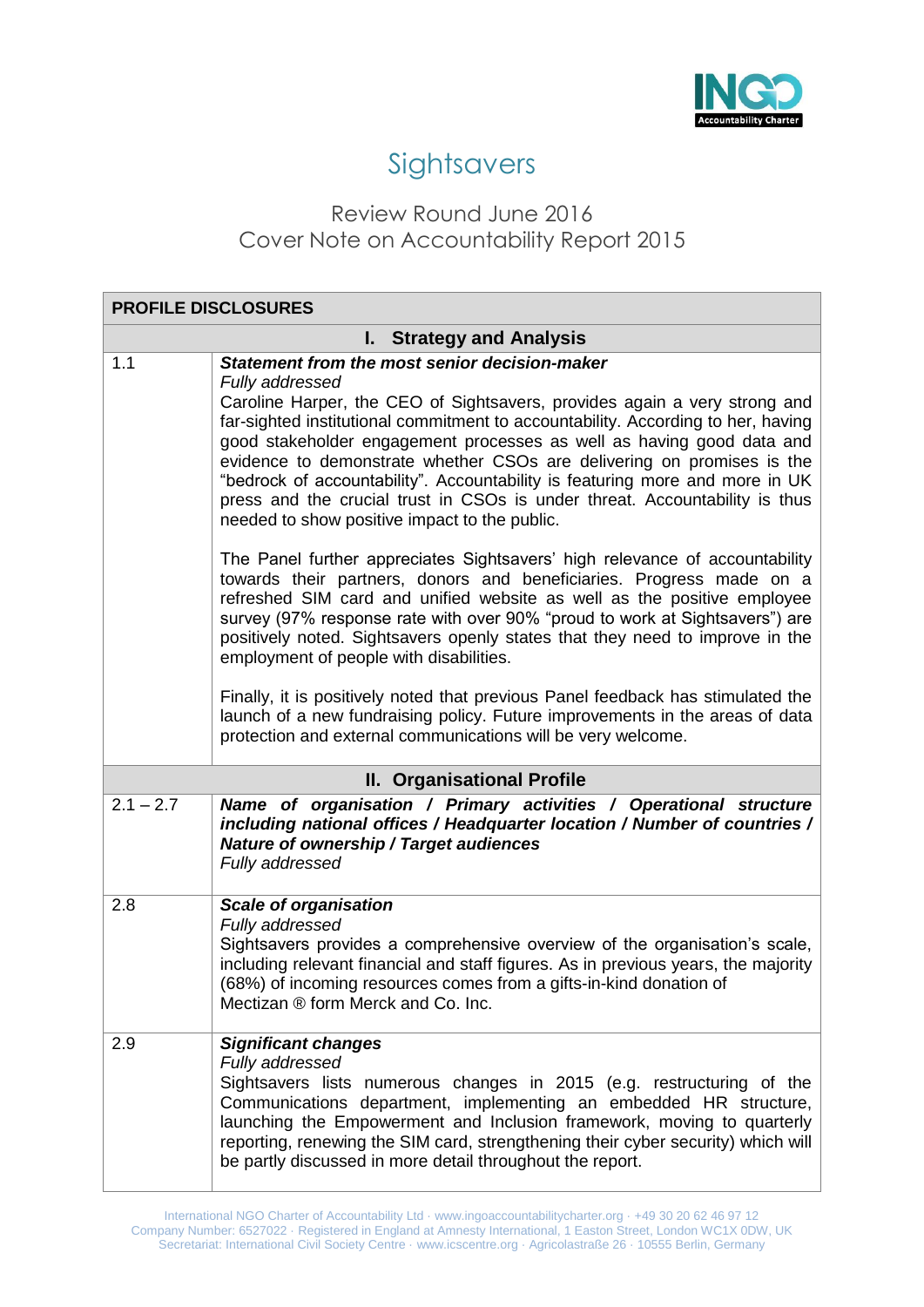# Sightsavers

## Review Round June 2016
## Cover Note on Accountability Report 2015

| PROFILE DISCLOSURES | |
|---|---|
| **I. Strategy and Analysis** | |
| 1.1 | ***Statement from the most senior decision-maker***<br>*Fully addressed*<br>Caroline Harper, the CEO of Sightsavers, provides again a very strong and far-sighted institutional commitment to accountability. According to her, having good stakeholder engagement processes as well as having good data and evidence to demonstrate whether CSOs are delivering on promises is the "bedrock of accountability". Accountability is featuring more and more in UK press and the crucial trust in CSOs is under threat. Accountability is thus needed to show positive impact to the public.<br><br>The Panel further appreciates Sightsavers' high relevance of accountability towards their partners, donors and beneficiaries. Progress made on a refreshed SIM card and unified website as well as the positive employee survey (97% response rate with over 90% "proud to work at Sightsavers") are positively noted. Sightsavers openly states that they need to improve in the employment of people with disabilities.<br><br>Finally, it is positively noted that previous Panel feedback has stimulated the launch of a new fundraising policy. Future improvements in the areas of data protection and external communications will be very welcome. |
| **II. Organisational Profile** | |
| 2.1 – 2.7 | ***Name of organisation / Primary activities / Operational structure including national offices / Headquarter location / Number of countries / Nature of ownership / Target audiences***<br>*Fully addressed* |
| 2.8 | ***Scale of organisation***<br>*Fully addressed*<br>Sightsavers provides a comprehensive overview of the organisation's scale, including relevant financial and staff figures. As in previous years, the majority (68%) of incoming resources comes from a gifts-in-kind donation of Mectizan ® form Merck and Co. Inc. |
| 2.9 | ***Significant changes***<br>*Fully addressed*<br>Sightsavers lists numerous changes in 2015 (e.g. restructuring of the Communications department, implementing an embedded HR structure, launching the Empowerment and Inclusion framework, moving to quarterly reporting, renewing the SIM card, strengthening their cyber security) which will be partly discussed in more detail throughout the report. |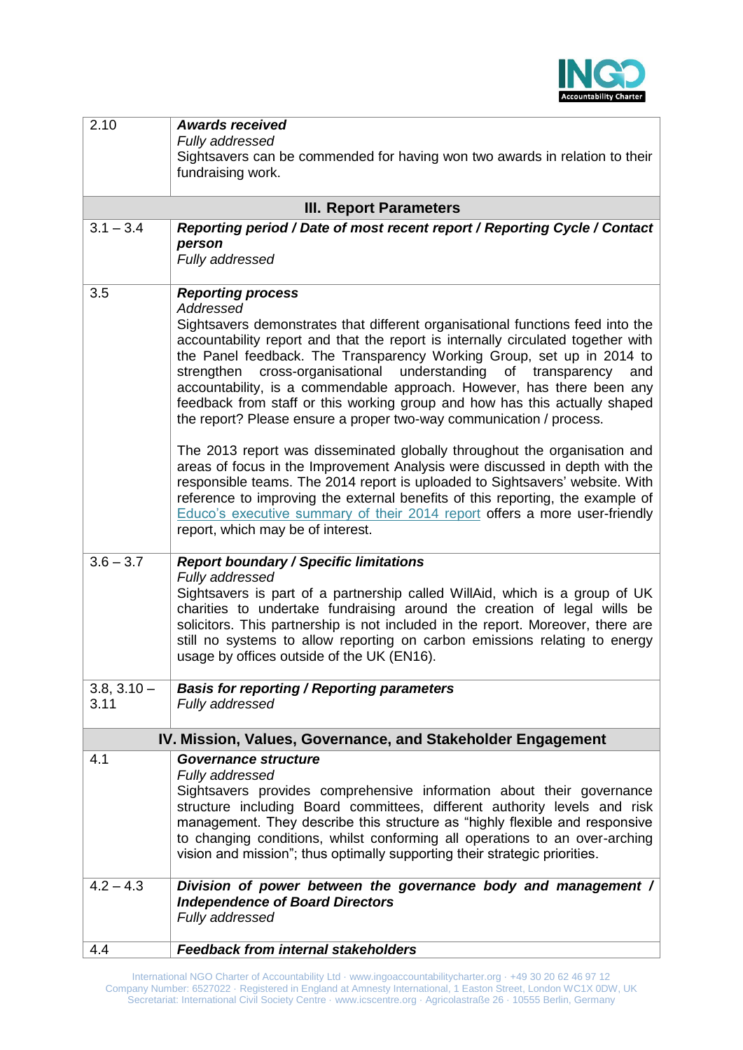| | |
|---|---|
| 2.10 | ***Awards received***<br>*Fully addressed*<br>Sightsavers can be commended for having won two awards in relation to their fundraising work. |
| **III. Report Parameters** | |
| 3.1 – 3.4 | ***Reporting period / Date of most recent report / Reporting Cycle / Contact person***<br>*Fully addressed* |
| 3.5 | ***Reporting process***<br>*Addressed*<br>Sightsavers demonstrates that different organisational functions feed into the accountability report and that the report is internally circulated together with the Panel feedback. The Transparency Working Group, set up in 2014 to strengthen cross-organisational understanding of transparency and accountability, is a commendable approach. However, has there been any feedback from staff or this working group and how has this actually shaped the report? Please ensure a proper two-way communication / process.<br><br>The 2013 report was disseminated globally throughout the organisation and areas of focus in the Improvement Analysis were discussed in depth with the responsible teams. The 2014 report is uploaded to Sightsavers' website. With reference to improving the external benefits of this reporting, the example of Educo's executive summary of their 2014 report offers a more user-friendly report, which may be of interest. |
| 3.6 – 3.7 | ***Report boundary / Specific limitations***<br>*Fully addressed*<br>Sightsavers is part of a partnership called WillAid, which is a group of UK charities to undertake fundraising around the creation of legal wills be solicitors. This partnership is not included in the report. Moreover, there are still no systems to allow reporting on carbon emissions relating to energy usage by offices outside of the UK (EN16). |
| 3.8, 3.10 – 3.11 | ***Basis for reporting / Reporting parameters***<br>*Fully addressed* |
| **IV. Mission, Values, Governance, and Stakeholder Engagement** | |
| 4.1 | ***Governance structure***<br>*Fully addressed*<br>Sightsavers provides comprehensive information about their governance structure including Board committees, different authority levels and risk management. They describe this structure as "highly flexible and responsive to changing conditions, whilst conforming all operations to an over-arching vision and mission"; thus optimally supporting their strategic priorities. |
| 4.2 – 4.3 | ***Division of power between the governance body and management / Independence of Board Directors***<br>*Fully addressed* |
| 4.4 | ***Feedback from internal stakeholders*** |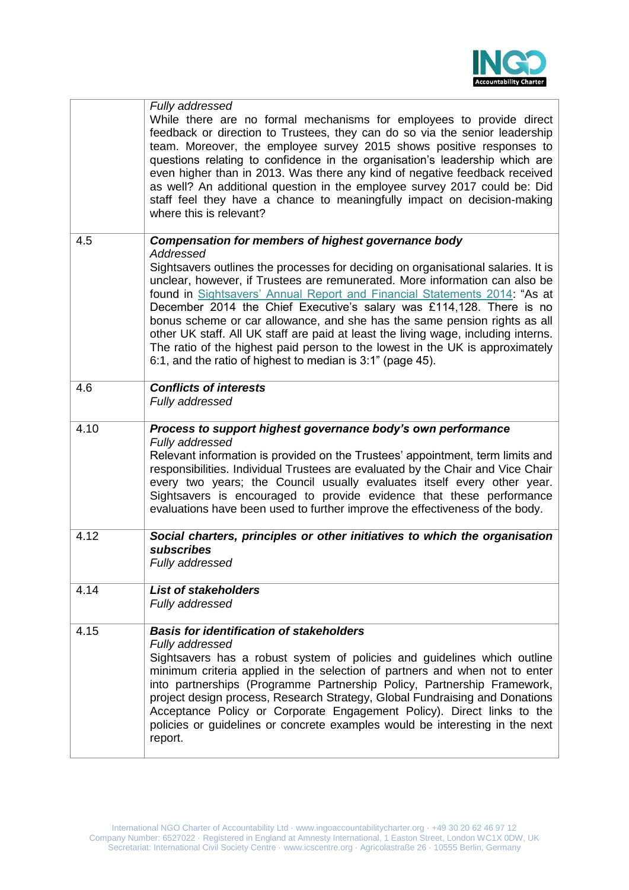| | |
|---|---|
| | *Fully addressed*<br>While there are no formal mechanisms for employees to provide direct feedback or direction to Trustees, they can do so via the senior leadership team. Moreover, the employee survey 2015 shows positive responses to questions relating to confidence in the organisation's leadership which are even higher than in 2013. Was there any kind of negative feedback received as well? An additional question in the employee survey 2017 could be: Did staff feel they have a chance to meaningfully impact on decision-making where this is relevant? |
| 4.5 | ***Compensation for members of highest governance body***<br>*Addressed*<br>Sightsavers outlines the processes for deciding on organisational salaries. It is unclear, however, if Trustees are remunerated. More information can also be found in Sightsavers' Annual Report and Financial Statements 2014: "As at December 2014 the Chief Executive's salary was £114,128. There is no bonus scheme or car allowance, and she has the same pension rights as all other UK staff. All UK staff are paid at least the living wage, including interns. The ratio of the highest paid person to the lowest in the UK is approximately 6:1, and the ratio of highest to median is 3:1" (page 45). |
| 4.6 | ***Conflicts of interests***<br>*Fully addressed* |
| 4.10 | ***Process to support highest governance body's own performance***<br>*Fully addressed*<br>Relevant information is provided on the Trustees' appointment, term limits and responsibilities. Individual Trustees are evaluated by the Chair and Vice Chair every two years; the Council usually evaluates itself every other year. Sightsavers is encouraged to provide evidence that these performance evaluations have been used to further improve the effectiveness of the body. |
| 4.12 | ***Social charters, principles or other initiatives to which the organisation subscribes***<br>*Fully addressed* |
| 4.14 | ***List of stakeholders***<br>*Fully addressed* |
| 4.15 | ***Basis for identification of stakeholders***<br>*Fully addressed*<br>Sightsavers has a robust system of policies and guidelines which outline minimum criteria applied in the selection of partners and when not to enter into partnerships (Programme Partnership Policy, Partnership Framework, project design process, Research Strategy, Global Fundraising and Donations Acceptance Policy or Corporate Engagement Policy). Direct links to the policies or guidelines or concrete examples would be interesting in the next report. |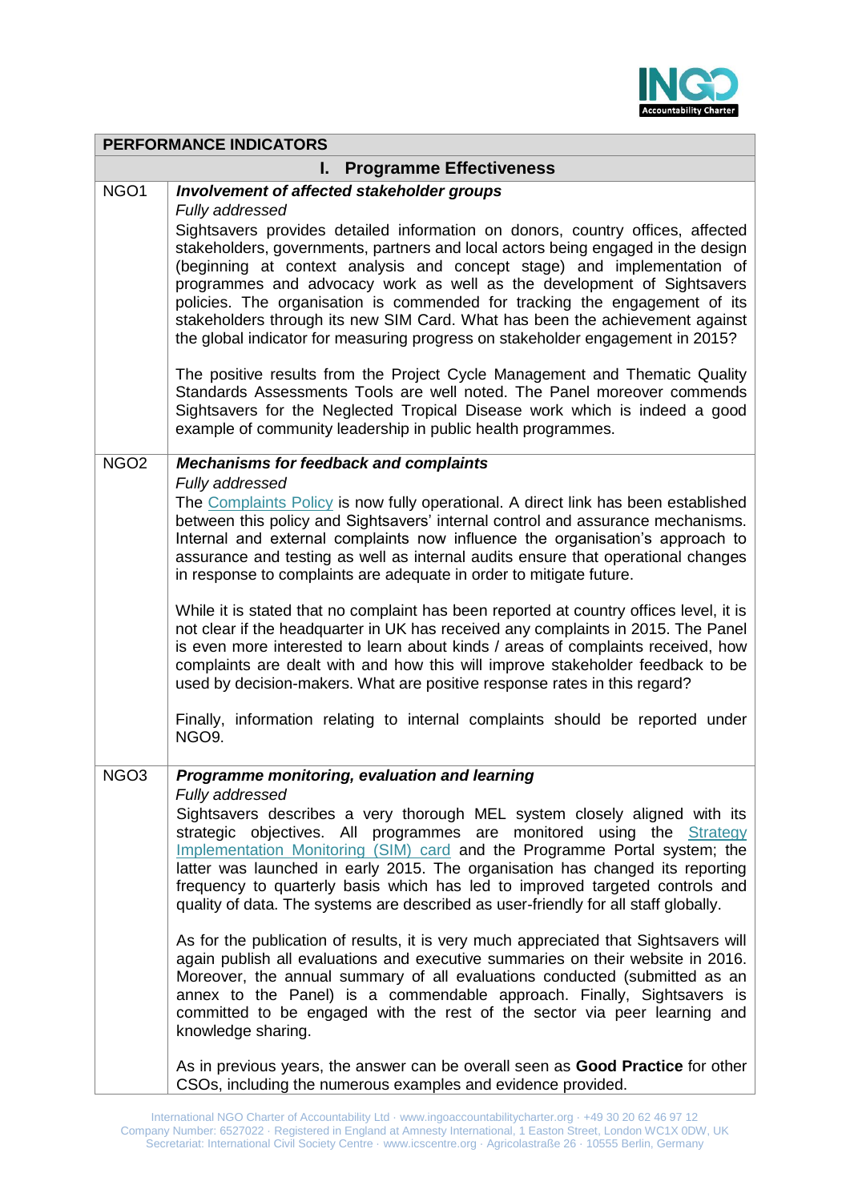| PERFORMANCE INDICATORS | |
|---|---|
| **I. Programme Effectiveness** | |
| NGO1 | ***Involvement of affected stakeholder groups***<br>*Fully addressed*<br>Sightsavers provides detailed information on donors, country offices, affected stakeholders, governments, partners and local actors being engaged in the design (beginning at context analysis and concept stage) and implementation of programmes and advocacy work as well as the development of Sightsavers policies. The organisation is commended for tracking the engagement of its stakeholders through its new SIM Card. What has been the achievement against the global indicator for measuring progress on stakeholder engagement in 2015?<br><br>The positive results from the Project Cycle Management and Thematic Quality Standards Assessments Tools are well noted. The Panel moreover commends Sightsavers for the Neglected Tropical Disease work which is indeed a good example of community leadership in public health programmes. |
| NGO2 | ***Mechanisms for feedback and complaints***<br>*Fully addressed*<br>The Complaints Policy is now fully operational. A direct link has been established between this policy and Sightsavers' internal control and assurance mechanisms. Internal and external complaints now influence the organisation's approach to assurance and testing as well as internal audits ensure that operational changes in response to complaints are adequate in order to mitigate future.<br><br>While it is stated that no complaint has been reported at country offices level, it is not clear if the headquarter in UK has received any complaints in 2015. The Panel is even more interested to learn about kinds / areas of complaints received, how complaints are dealt with and how this will improve stakeholder feedback to be used by decision-makers. What are positive response rates in this regard?<br><br>Finally, information relating to internal complaints should be reported under NGO9. |
| NGO3 | ***Programme monitoring, evaluation and learning***<br>*Fully addressed*<br>Sightsavers describes a very thorough MEL system closely aligned with its strategic objectives. All programmes are monitored using the Strategy Implementation Monitoring (SIM) card and the Programme Portal system; the latter was launched in early 2015. The organisation has changed its reporting frequency to quarterly basis which has led to improved targeted controls and quality of data. The systems are described as user-friendly for all staff globally.<br><br>As for the publication of results, it is very much appreciated that Sightsavers will again publish all evaluations and executive summaries on their website in 2016. Moreover, the annual summary of all evaluations conducted (submitted as an annex to the Panel) is a commendable approach. Finally, Sightsavers is committed to be engaged with the rest of the sector via peer learning and knowledge sharing.<br><br>As in previous years, the answer can be overall seen as **Good Practice** for other CSOs, including the numerous examples and evidence provided. |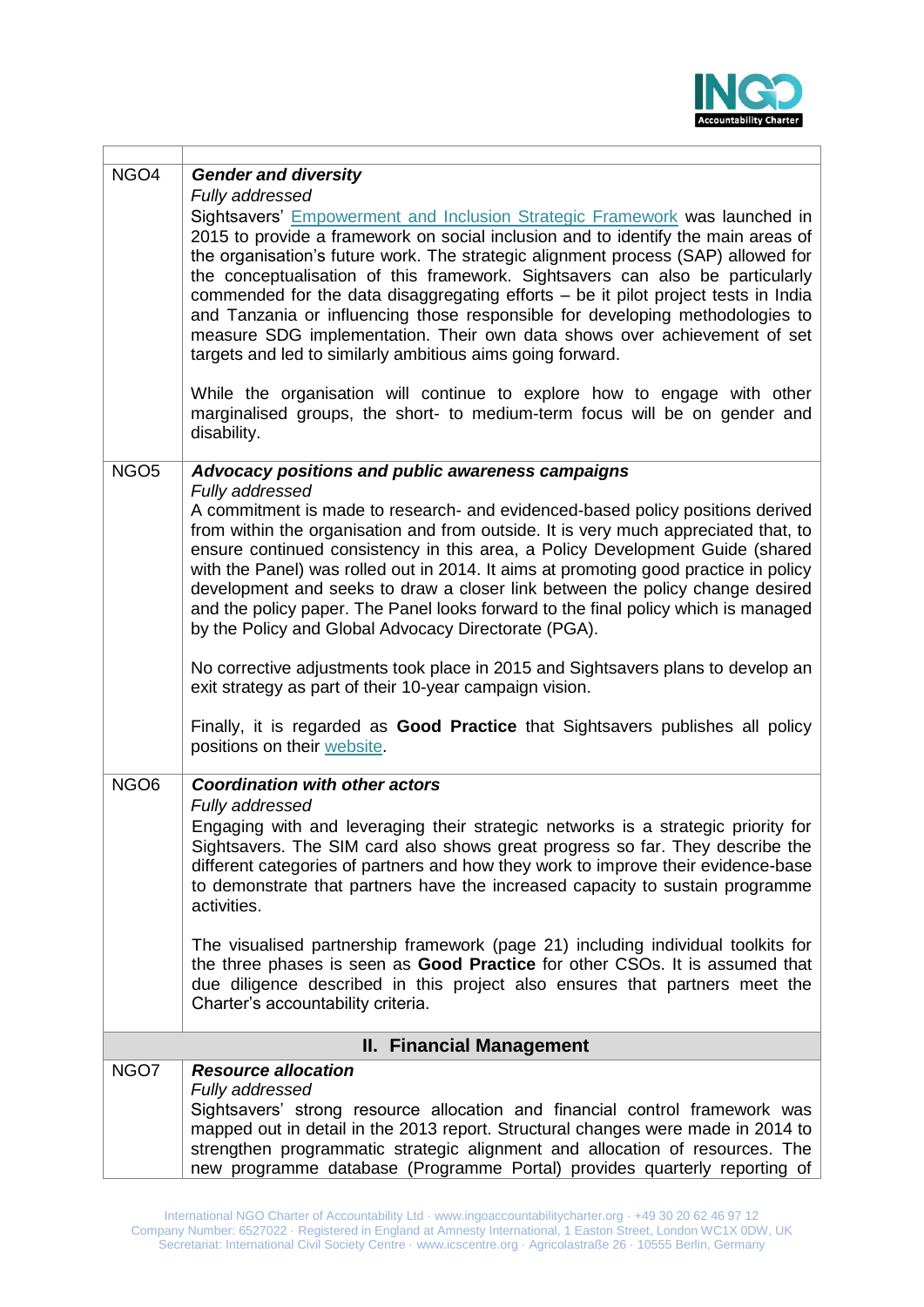| | |
|---|---|
| NGO4 | ***Gender and diversity***<br>*Fully addressed*<br>Sightsavers' Empowerment and Inclusion Strategic Framework was launched in 2015 to provide a framework on social inclusion and to identify the main areas of the organisation's future work. The strategic alignment process (SAP) allowed for the conceptualisation of this framework. Sightsavers can also be particularly commended for the data disaggregating efforts – be it pilot project tests in India and Tanzania or influencing those responsible for developing methodologies to measure SDG implementation. Their own data shows over achievement of set targets and led to similarly ambitious aims going forward.<br><br>While the organisation will continue to explore how to engage with other marginalised groups, the short- to medium-term focus will be on gender and disability. |
| NGO5 | ***Advocacy positions and public awareness campaigns***<br>*Fully addressed*<br>A commitment is made to research- and evidenced-based policy positions derived from within the organisation and from outside. It is very much appreciated that, to ensure continued consistency in this area, a Policy Development Guide (shared with the Panel) was rolled out in 2014. It aims at promoting good practice in policy development and seeks to draw a closer link between the policy change desired and the policy paper. The Panel looks forward to the final policy which is managed by the Policy and Global Advocacy Directorate (PGA).<br><br>No corrective adjustments took place in 2015 and Sightsavers plans to develop an exit strategy as part of their 10-year campaign vision.<br><br>Finally, it is regarded as **Good Practice** that Sightsavers publishes all policy positions on their website. |
| NGO6 | ***Coordination with other actors***<br>*Fully addressed*<br>Engaging with and leveraging their strategic networks is a strategic priority for Sightsavers. The SIM card also shows great progress so far. They describe the different categories of partners and how they work to improve their evidence-base to demonstrate that partners have the increased capacity to sustain programme activities.<br><br>The visualised partnership framework (page 21) including individual toolkits for the three phases is seen as **Good Practice** for other CSOs. It is assumed that due diligence described in this project also ensures that partners meet the Charter's accountability criteria. |
| | **II. Financial Management** |
| NGO7 | ***Resource allocation***<br>*Fully addressed*<br>Sightsavers' strong resource allocation and financial control framework was mapped out in detail in the 2013 report. Structural changes were made in 2014 to strengthen programmatic strategic alignment and allocation of resources. The new programme database (Programme Portal) provides quarterly reporting of |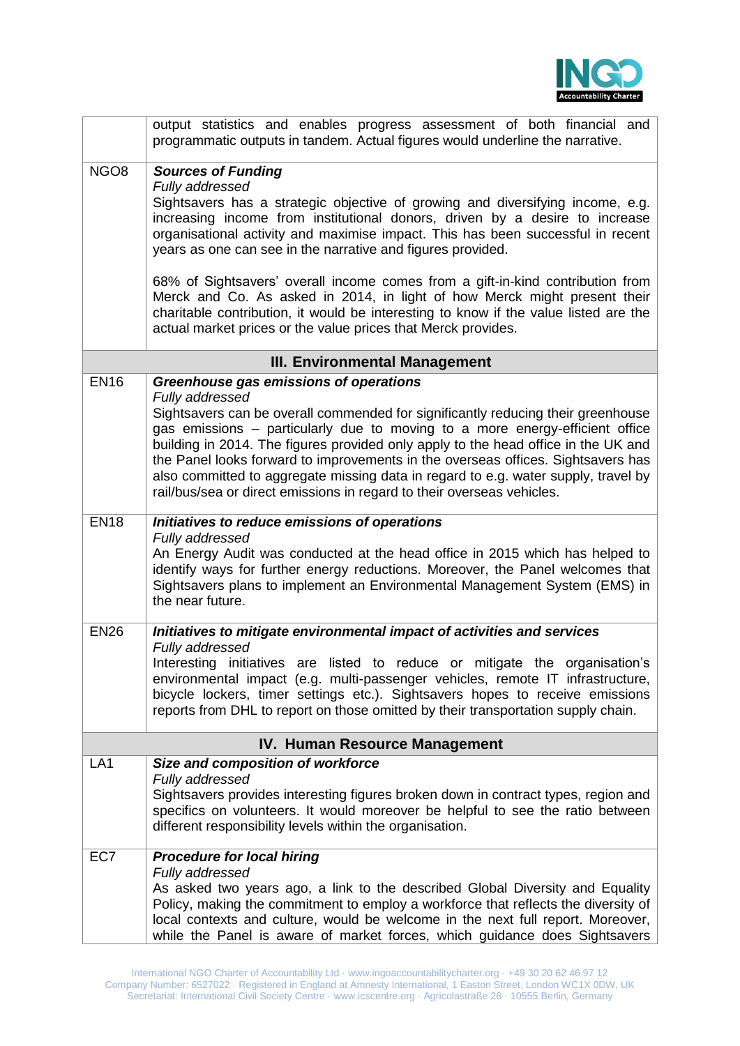| | |
|---|---|
| | output statistics and enables progress assessment of both financial and programmatic outputs in tandem. Actual figures would underline the narrative. |
| NGO8 | ***Sources of Funding*** <br> *Fully addressed* <br> Sightsavers has a strategic objective of growing and diversifying income, e.g. increasing income from institutional donors, driven by a desire to increase organisational activity and maximise impact. This has been successful in recent years as one can see in the narrative and figures provided. <br><br> 68% of Sightsavers' overall income comes from a gift-in-kind contribution from Merck and Co. As asked in 2014, in light of how Merck might present their charitable contribution, it would be interesting to know if the value listed are the actual market prices or the value prices that Merck provides. |
| **III. Environmental Management** | |
| EN16 | ***Greenhouse gas emissions of operations*** <br> *Fully addressed* <br> Sightsavers can be overall commended for significantly reducing their greenhouse gas emissions – particularly due to moving to a more energy-efficient office building in 2014. The figures provided only apply to the head office in the UK and the Panel looks forward to improvements in the overseas offices. Sightsavers has also committed to aggregate missing data in regard to e.g. water supply, travel by rail/bus/sea or direct emissions in regard to their overseas vehicles. |
| EN18 | ***Initiatives to reduce emissions of operations*** <br> *Fully addressed* <br> An Energy Audit was conducted at the head office in 2015 which has helped to identify ways for further energy reductions. Moreover, the Panel welcomes that Sightsavers plans to implement an Environmental Management System (EMS) in the near future. |
| EN26 | ***Initiatives to mitigate environmental impact of activities and services*** <br> *Fully addressed* <br> Interesting initiatives are listed to reduce or mitigate the organisation's environmental impact (e.g. multi-passenger vehicles, remote IT infrastructure, bicycle lockers, timer settings etc.). Sightsavers hopes to receive emissions reports from DHL to report on those omitted by their transportation supply chain. |
| **IV. Human Resource Management** | |
| LA1 | ***Size and composition of workforce*** <br> *Fully addressed* <br> Sightsavers provides interesting figures broken down in contract types, region and specifics on volunteers. It would moreover be helpful to see the ratio between different responsibility levels within the organisation. |
| EC7 | ***Procedure for local hiring*** <br> *Fully addressed* <br> As asked two years ago, a link to the described Global Diversity and Equality Policy, making the commitment to employ a workforce that reflects the diversity of local contexts and culture, would be welcome in the next full report. Moreover, while the Panel is aware of market forces, which guidance does Sightsavers |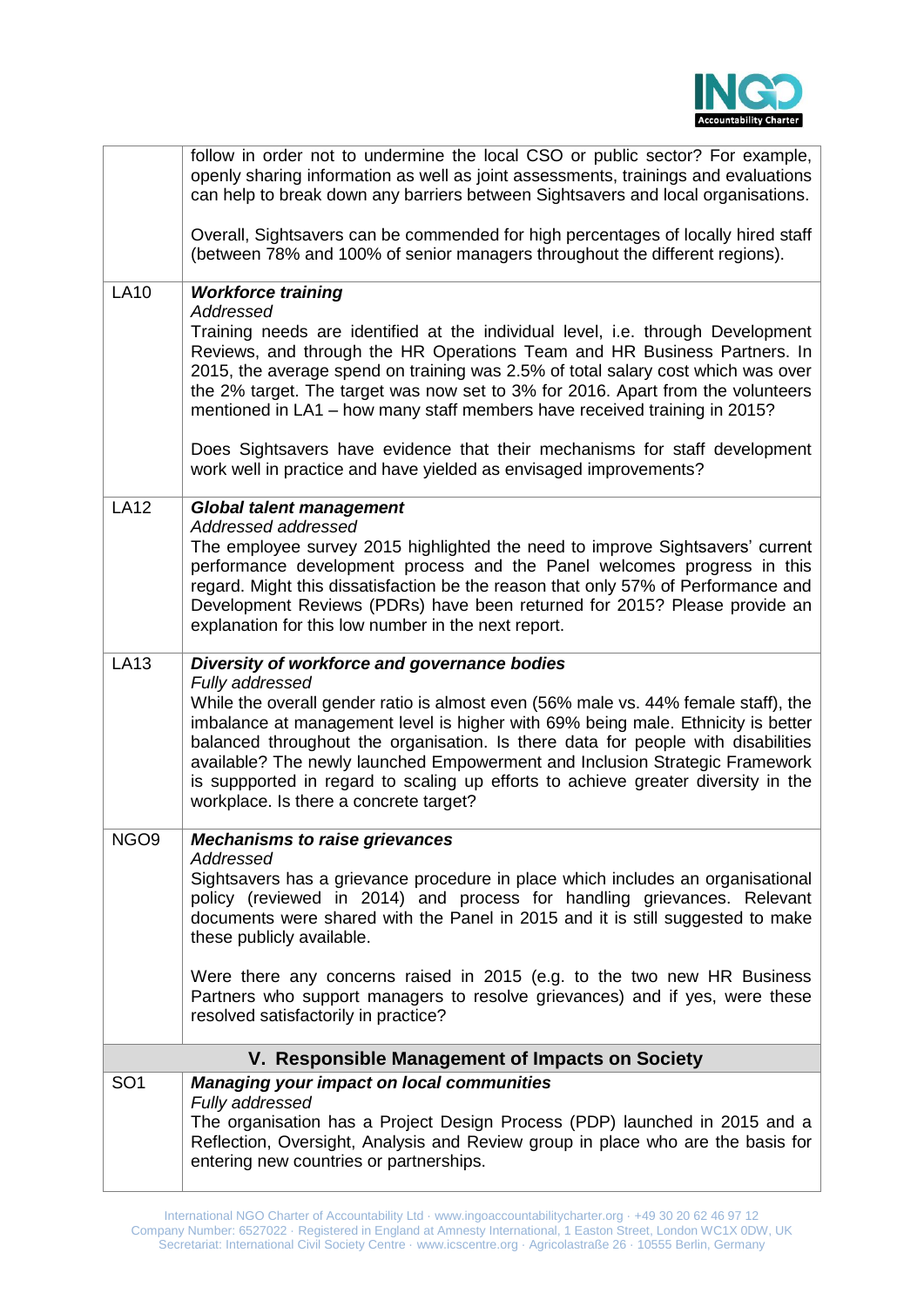| | |
|---|---|
| | follow in order not to undermine the local CSO or public sector? For example, openly sharing information as well as joint assessments, trainings and evaluations can help to break down any barriers between Sightsavers and local organisations.<br><br>Overall, Sightsavers can be commended for high percentages of locally hired staff (between 78% and 100% of senior managers throughout the different regions). |
| LA10 | ***Workforce training***<br>*Addressed*<br>Training needs are identified at the individual level, i.e. through Development Reviews, and through the HR Operations Team and HR Business Partners. In 2015, the average spend on training was 2.5% of total salary cost which was over the 2% target. The target was now set to 3% for 2016. Apart from the volunteers mentioned in LA1 – how many staff members have received training in 2015?<br><br>Does Sightsavers have evidence that their mechanisms for staff development work well in practice and have yielded as envisaged improvements? |
| LA12 | ***Global talent management***<br>*Addressed addressed*<br>The employee survey 2015 highlighted the need to improve Sightsavers' current performance development process and the Panel welcomes progress in this regard. Might this dissatisfaction be the reason that only 57% of Performance and Development Reviews (PDRs) have been returned for 2015? Please provide an explanation for this low number in the next report. |
| LA13 | ***Diversity of workforce and governance bodies***<br>*Fully addressed*<br>While the overall gender ratio is almost even (56% male vs. 44% female staff), the imbalance at management level is higher with 69% being male. Ethnicity is better balanced throughout the organisation. Is there data for people with disabilities available? The newly launched Empowerment and Inclusion Strategic Framework is suppported in regard to scaling up efforts to achieve greater diversity in the workplace. Is there a concrete target? |
| NGO9 | ***Mechanisms to raise grievances***<br>*Addressed*<br>Sightsavers has a grievance procedure in place which includes an organisational policy (reviewed in 2014) and process for handling grievances. Relevant documents were shared with the Panel in 2015 and it is still suggested to make these publicly available.<br><br>Were there any concerns raised in 2015 (e.g. to the two new HR Business Partners who support managers to resolve grievances) and if yes, were these resolved satisfactorily in practice? |
| **V. Responsible Management of Impacts on Society** | |
| SO1 | ***Managing your impact on local communities***<br>*Fully addressed*<br>The organisation has a Project Design Process (PDP) launched in 2015 and a Reflection, Oversight, Analysis and Review group in place who are the basis for entering new countries or partnerships. |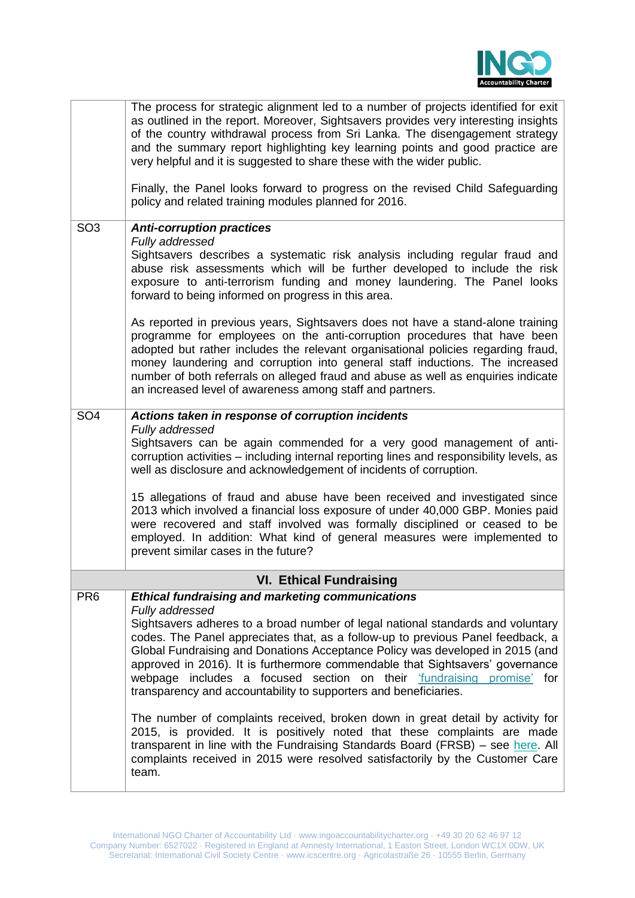| | |
|---|---|
| | The process for strategic alignment led to a number of projects identified for exit as outlined in the report. Moreover, Sightsavers provides very interesting insights of the country withdrawal process from Sri Lanka. The disengagement strategy and the summary report highlighting key learning points and good practice are very helpful and it is suggested to share these with the wider public.<br><br>Finally, the Panel looks forward to progress on the revised Child Safeguarding policy and related training modules planned for 2016. |
| SO3 | ***Anti-corruption practices***<br>*Fully addressed*<br>Sightsavers describes a systematic risk analysis including regular fraud and abuse risk assessments which will be further developed to include the risk exposure to anti-terrorism funding and money laundering. The Panel looks forward to being informed on progress in this area.<br><br>As reported in previous years, Sightsavers does not have a stand-alone training programme for employees on the anti-corruption procedures that have been adopted but rather includes the relevant organisational policies regarding fraud, money laundering and corruption into general staff inductions. The increased number of both referrals on alleged fraud and abuse as well as enquiries indicate an increased level of awareness among staff and partners. |
| SO4 | ***Actions taken in response of corruption incidents***<br>*Fully addressed*<br>Sightsavers can be again commended for a very good management of anti-corruption activities – including internal reporting lines and responsibility levels, as well as disclosure and acknowledgement of incidents of corruption.<br><br>15 allegations of fraud and abuse have been received and investigated since 2013 which involved a financial loss exposure of under 40,000 GBP. Monies paid were recovered and staff involved was formally disciplined or ceased to be employed. In addition: What kind of general measures were implemented to prevent similar cases in the future? |
| | **VI. Ethical Fundraising** |
| PR6 | ***Ethical fundraising and marketing communications***<br>*Fully addressed*<br>Sightsavers adheres to a broad number of legal national standards and voluntary codes. The Panel appreciates that, as a follow-up to previous Panel feedback, a Global Fundraising and Donations Acceptance Policy was developed in 2015 (and approved in 2016). It is furthermore commendable that Sightsavers' governance webpage includes a focused section on their 'fundraising promise' for transparency and accountability to supporters and beneficiaries.<br><br>The number of complaints received, broken down in great detail by activity for 2015, is provided. It is positively noted that these complaints are made transparent in line with the Fundraising Standards Board (FRSB) – see here. All complaints received in 2015 were resolved satisfactorily by the Customer Care team. |